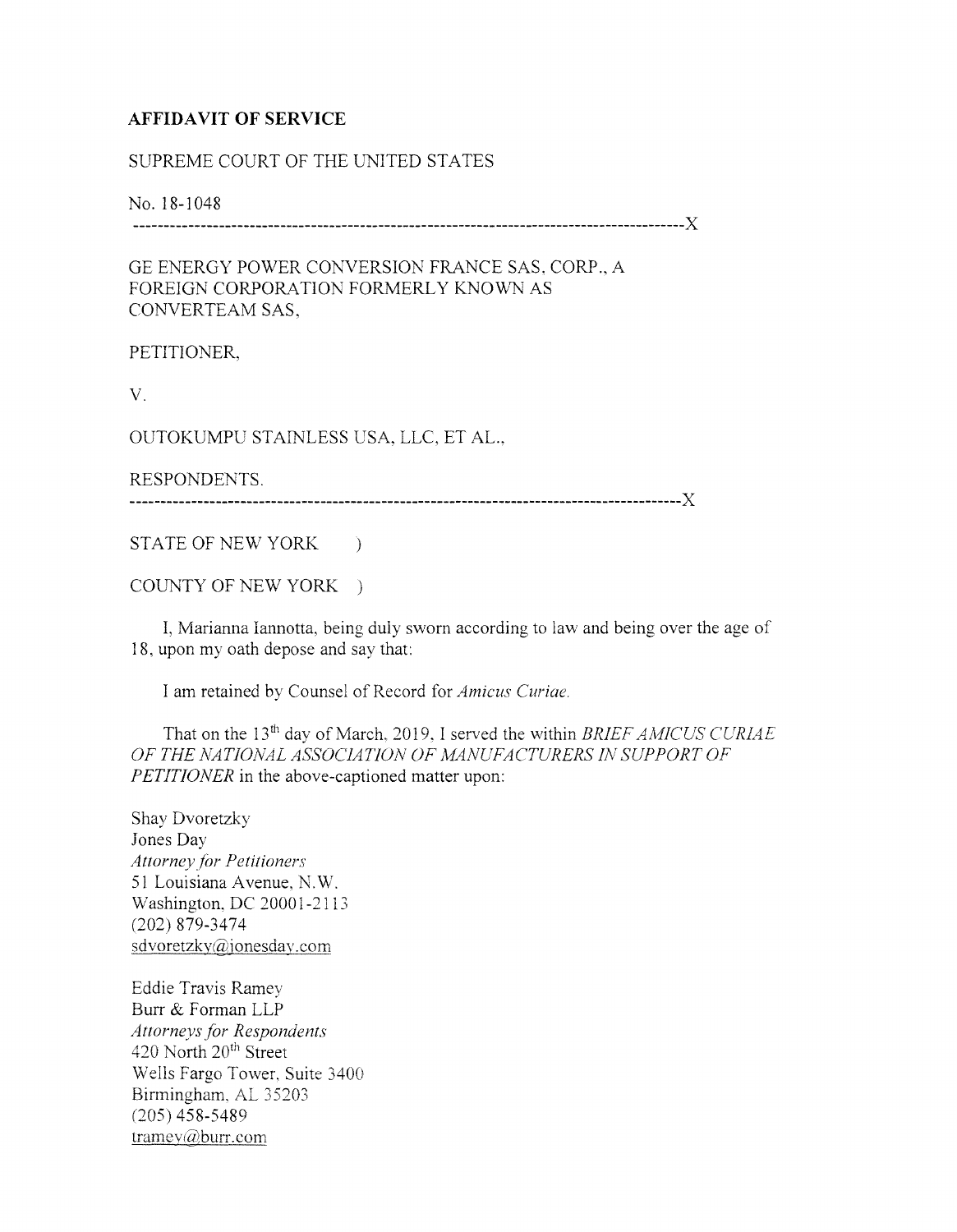**AFFIDAVIT OF SERVICE**

SUPREME COURT OF THE UNITED STATES

No. 18-1048

--------------------------------------------------------------------------------------------X

GE ENERGY POWER CONVERSION FRANCE SAS, CORP., A FOREIGN CORPORATION FORMERLY KNOWN AS CONVERTEAM SAS,

PETITIONER,

V.

OUTOKUMPU STAINLESS USA, LLC, ET AL.,

RESPONDENTS.

--------------------------------------------------------------------------------------------X

STATE OF NEW YORK )

COUNTY OF NEW YORK )

I, Marianna Iannotta, being duly sworn according to law and being over the age of 18, upon my oath depose and say that:

I am retained by Counsel of Record for *Amicus Curiae*.

That on the 13th day of March, 2019, I served the within *BRIEF AMICUS CURIAE OF THE NATIONAL ASSOCIATION OF MANUFACTURERS IN SUPPORT OF PETITIONER* in the above-captioned matter upon:

Shay Dvoretzky  
Jones Day  
*Attorney for Petitioners*  
51 Louisiana Avenue, N.W.  
Washington, DC 20001-2113  
(202) 879-3474  
sdvoretzky@jonesday.com

Eddie Travis Ramey  
Burr & Forman LLP  
*Attorneys for Respondents*  
420 North 20th Street  
Wells Fargo Tower, Suite 3400  
Birmingham, AL 35203  
(205) 458-5489  
tramey@burr.com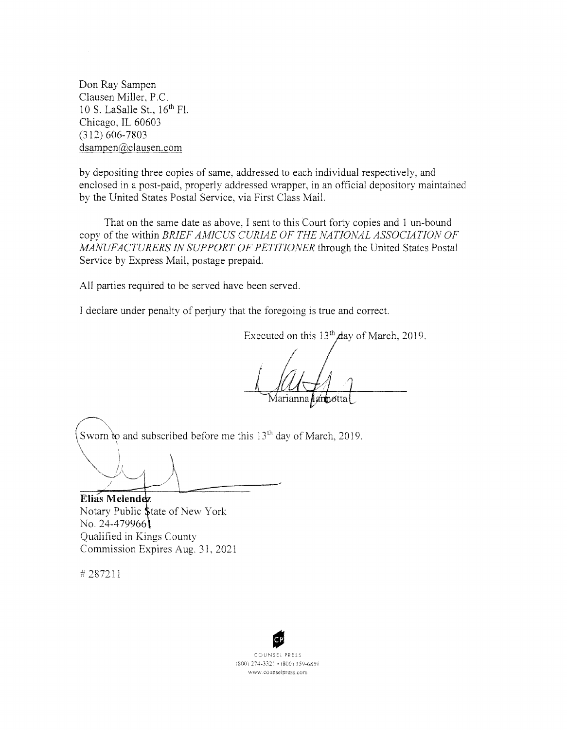Don Ray Sampen
Clausen Miller, P.C.
10 S. LaSalle St., 16th Fl.
Chicago, IL 60603
(312) 606-7803
dsampen@clausen.com

by depositing three copies of same, addressed to each individual respectively, and enclosed in a post-paid, properly addressed wrapper, in an official depository maintained by the United States Postal Service, via First Class Mail.

That on the same date as above, I sent to this Court forty copies and 1 un-bound copy of the within *BRIEF AMICUS CURIAE OF THE NATIONAL ASSOCIATION OF MANUFACTURERS IN SUPPORT OF PETITIONER* through the United States Postal Service by Express Mail, postage prepaid.

All parties required to be served have been served.

I declare under penalty of perjury that the foregoing is true and correct.

Executed on this 13th day of March, 2019.

Marianna Iannotta

Sworn to and subscribed before me this 13th day of March, 2019.

**Elias Melendez**
Notary Public State of New York
No. 24-4799661
Qualified in Kings County
Commission Expires Aug. 31, 2021

# 287211

COUNSEL PRESS
(800) 274-3321 • (800) 359-6859
www.counselpress.com